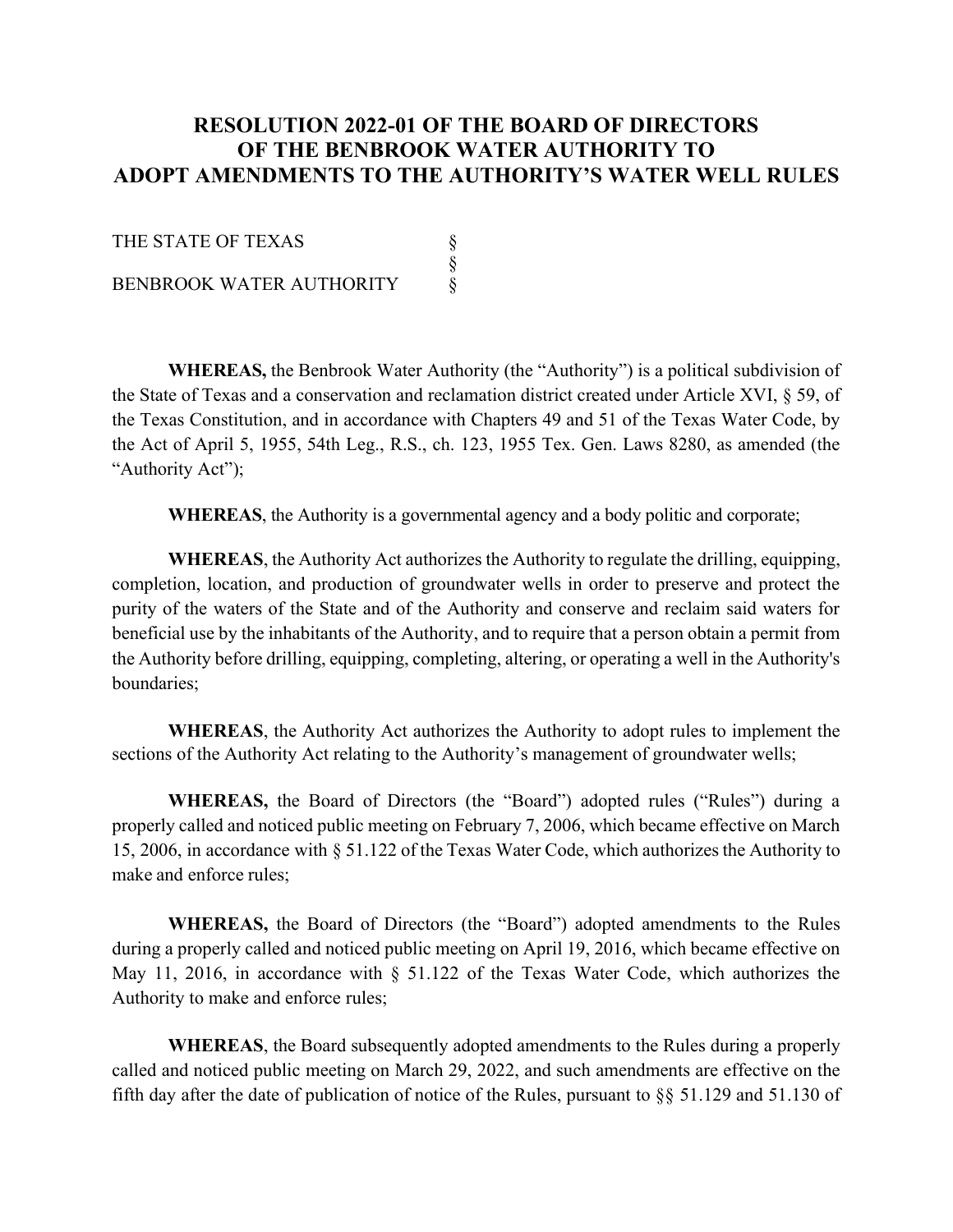# RESOLUTION 2022-01 OF THE BOARD OF DIRECTORS OF THE BENBROOK WATER AUTHORITY TO ADOPT AMENDMENTS TO THE AUTHORITY'S WATER WELL RULES

THE STATE OF TEXAS §
§
BENBROOK WATER AUTHORITY §

**WHEREAS,** the Benbrook Water Authority (the "Authority") is a political subdivision of the State of Texas and a conservation and reclamation district created under Article XVI, § 59, of the Texas Constitution, and in accordance with Chapters 49 and 51 of the Texas Water Code, by the Act of April 5, 1955, 54th Leg., R.S., ch. 123, 1955 Tex. Gen. Laws 8280, as amended (the "Authority Act");

**WHEREAS**, the Authority is a governmental agency and a body politic and corporate;

**WHEREAS**, the Authority Act authorizes the Authority to regulate the drilling, equipping, completion, location, and production of groundwater wells in order to preserve and protect the purity of the waters of the State and of the Authority and conserve and reclaim said waters for beneficial use by the inhabitants of the Authority, and to require that a person obtain a permit from the Authority before drilling, equipping, completing, altering, or operating a well in the Authority's boundaries;

**WHEREAS**, the Authority Act authorizes the Authority to adopt rules to implement the sections of the Authority Act relating to the Authority's management of groundwater wells;

**WHEREAS,** the Board of Directors (the "Board") adopted rules ("Rules") during a properly called and noticed public meeting on February 7, 2006, which became effective on March 15, 2006, in accordance with § 51.122 of the Texas Water Code, which authorizes the Authority to make and enforce rules;

**WHEREAS,** the Board of Directors (the "Board") adopted amendments to the Rules during a properly called and noticed public meeting on April 19, 2016, which became effective on May 11, 2016, in accordance with § 51.122 of the Texas Water Code, which authorizes the Authority to make and enforce rules;

**WHEREAS**, the Board subsequently adopted amendments to the Rules during a properly called and noticed public meeting on March 29, 2022, and such amendments are effective on the fifth day after the date of publication of notice of the Rules, pursuant to §§ 51.129 and 51.130 of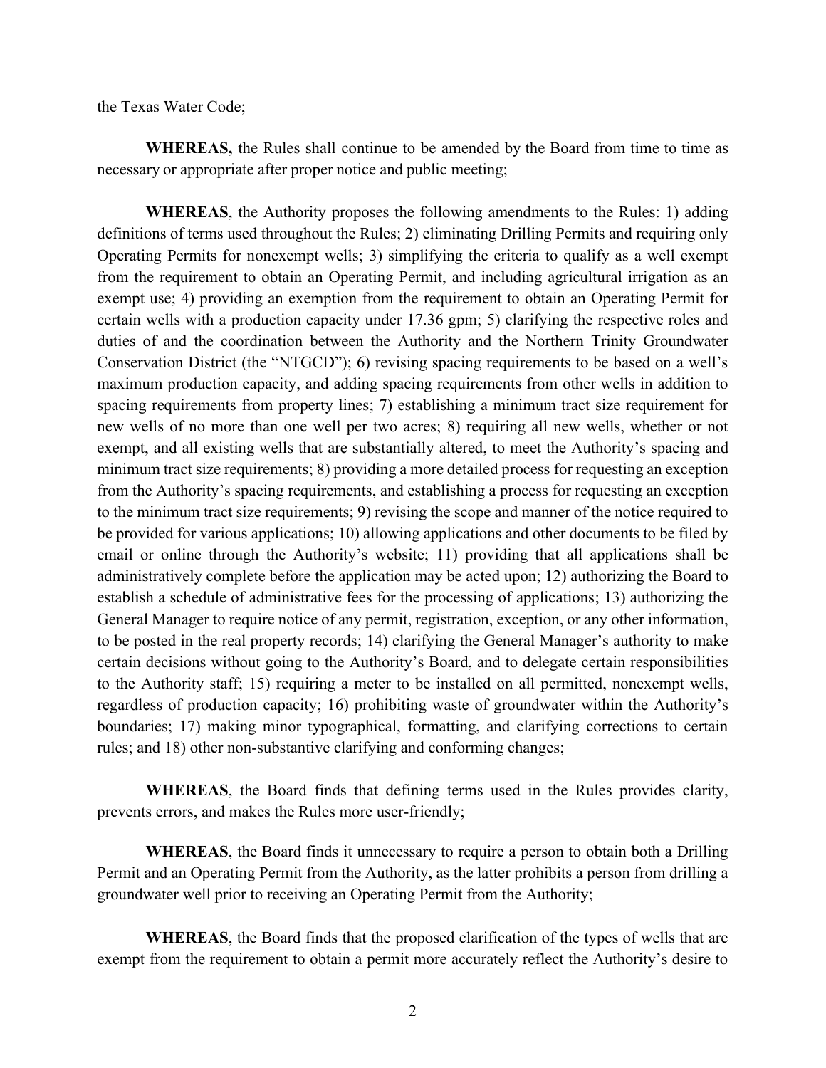the Texas Water Code;

**WHEREAS,** the Rules shall continue to be amended by the Board from time to time as necessary or appropriate after proper notice and public meeting;

**WHEREAS**, the Authority proposes the following amendments to the Rules: 1) adding definitions of terms used throughout the Rules; 2) eliminating Drilling Permits and requiring only Operating Permits for nonexempt wells; 3) simplifying the criteria to qualify as a well exempt from the requirement to obtain an Operating Permit, and including agricultural irrigation as an exempt use; 4) providing an exemption from the requirement to obtain an Operating Permit for certain wells with a production capacity under 17.36 gpm; 5) clarifying the respective roles and duties of and the coordination between the Authority and the Northern Trinity Groundwater Conservation District (the "NTGCD"); 6) revising spacing requirements to be based on a well's maximum production capacity, and adding spacing requirements from other wells in addition to spacing requirements from property lines; 7) establishing a minimum tract size requirement for new wells of no more than one well per two acres; 8) requiring all new wells, whether or not exempt, and all existing wells that are substantially altered, to meet the Authority's spacing and minimum tract size requirements; 8) providing a more detailed process for requesting an exception from the Authority's spacing requirements, and establishing a process for requesting an exception to the minimum tract size requirements; 9) revising the scope and manner of the notice required to be provided for various applications; 10) allowing applications and other documents to be filed by email or online through the Authority's website; 11) providing that all applications shall be administratively complete before the application may be acted upon; 12) authorizing the Board to establish a schedule of administrative fees for the processing of applications; 13) authorizing the General Manager to require notice of any permit, registration, exception, or any other information, to be posted in the real property records; 14) clarifying the General Manager's authority to make certain decisions without going to the Authority's Board, and to delegate certain responsibilities to the Authority staff; 15) requiring a meter to be installed on all permitted, nonexempt wells, regardless of production capacity; 16) prohibiting waste of groundwater within the Authority's boundaries; 17) making minor typographical, formatting, and clarifying corrections to certain rules; and 18) other non-substantive clarifying and conforming changes;

**WHEREAS**, the Board finds that defining terms used in the Rules provides clarity, prevents errors, and makes the Rules more user-friendly;

**WHEREAS**, the Board finds it unnecessary to require a person to obtain both a Drilling Permit and an Operating Permit from the Authority, as the latter prohibits a person from drilling a groundwater well prior to receiving an Operating Permit from the Authority;

**WHEREAS**, the Board finds that the proposed clarification of the types of wells that are exempt from the requirement to obtain a permit more accurately reflect the Authority's desire to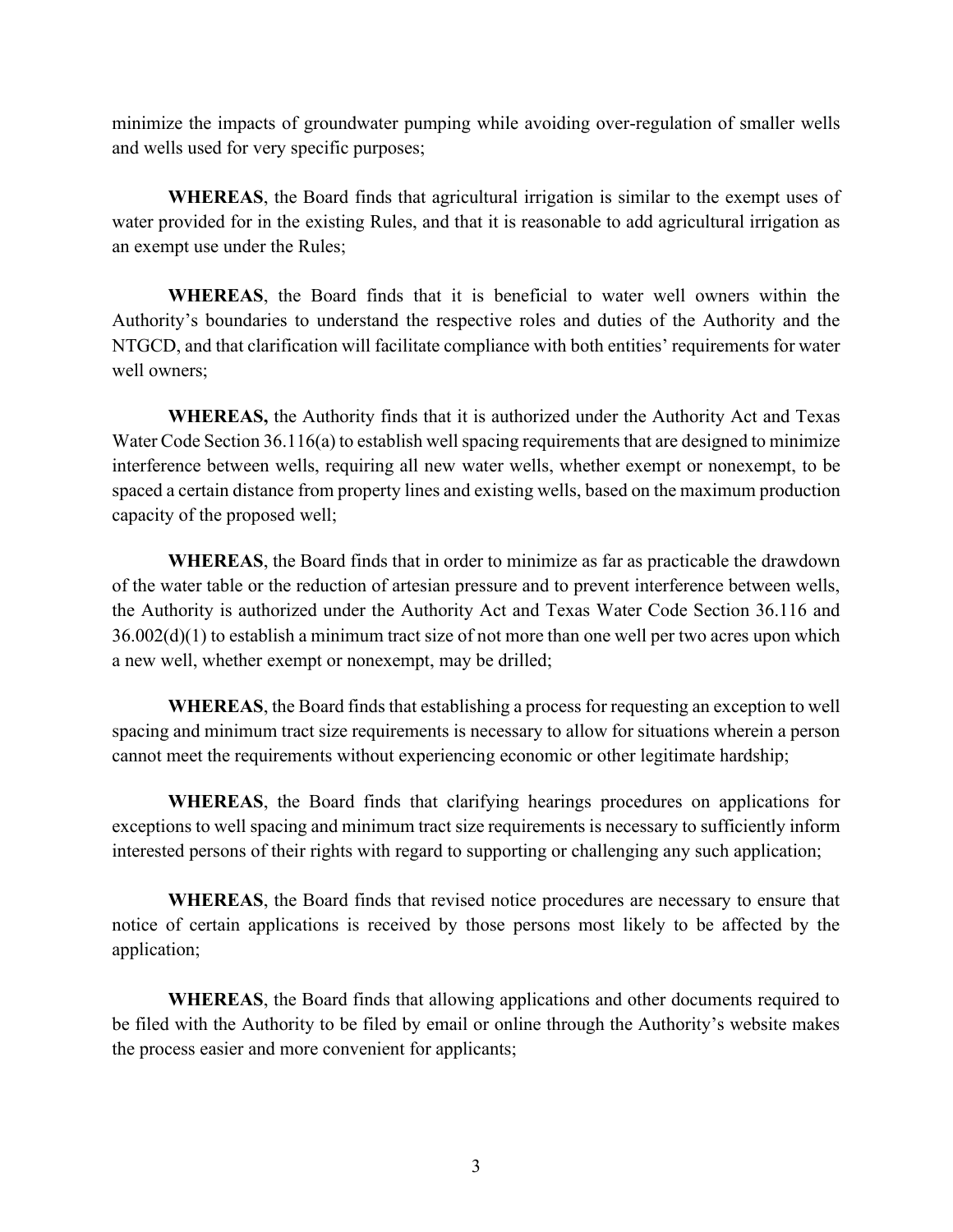minimize the impacts of groundwater pumping while avoiding over-regulation of smaller wells and wells used for very specific purposes;

**WHEREAS**, the Board finds that agricultural irrigation is similar to the exempt uses of water provided for in the existing Rules, and that it is reasonable to add agricultural irrigation as an exempt use under the Rules;

**WHEREAS**, the Board finds that it is beneficial to water well owners within the Authority's boundaries to understand the respective roles and duties of the Authority and the NTGCD, and that clarification will facilitate compliance with both entities' requirements for water well owners;

**WHEREAS,** the Authority finds that it is authorized under the Authority Act and Texas Water Code Section 36.116(a) to establish well spacing requirements that are designed to minimize interference between wells, requiring all new water wells, whether exempt or nonexempt, to be spaced a certain distance from property lines and existing wells, based on the maximum production capacity of the proposed well;

**WHEREAS**, the Board finds that in order to minimize as far as practicable the drawdown of the water table or the reduction of artesian pressure and to prevent interference between wells, the Authority is authorized under the Authority Act and Texas Water Code Section 36.116 and 36.002(d)(1) to establish a minimum tract size of not more than one well per two acres upon which a new well, whether exempt or nonexempt, may be drilled;

**WHEREAS**, the Board finds that establishing a process for requesting an exception to well spacing and minimum tract size requirements is necessary to allow for situations wherein a person cannot meet the requirements without experiencing economic or other legitimate hardship;

**WHEREAS**, the Board finds that clarifying hearings procedures on applications for exceptions to well spacing and minimum tract size requirements is necessary to sufficiently inform interested persons of their rights with regard to supporting or challenging any such application;

**WHEREAS**, the Board finds that revised notice procedures are necessary to ensure that notice of certain applications is received by those persons most likely to be affected by the application;

**WHEREAS**, the Board finds that allowing applications and other documents required to be filed with the Authority to be filed by email or online through the Authority's website makes the process easier and more convenient for applicants;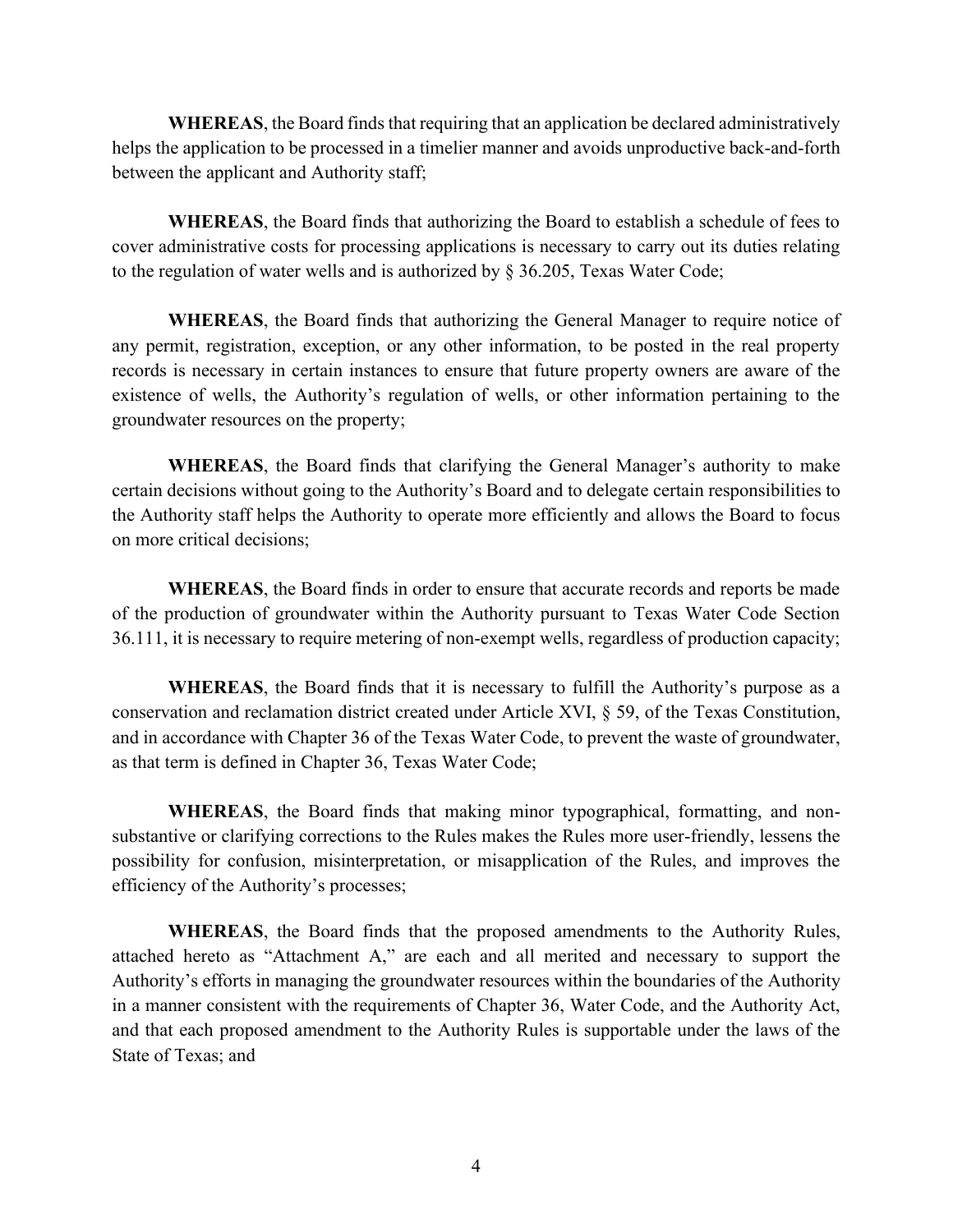**WHEREAS**, the Board finds that requiring that an application be declared administratively helps the application to be processed in a timelier manner and avoids unproductive back-and-forth between the applicant and Authority staff;

**WHEREAS**, the Board finds that authorizing the Board to establish a schedule of fees to cover administrative costs for processing applications is necessary to carry out its duties relating to the regulation of water wells and is authorized by § 36.205, Texas Water Code;

**WHEREAS**, the Board finds that authorizing the General Manager to require notice of any permit, registration, exception, or any other information, to be posted in the real property records is necessary in certain instances to ensure that future property owners are aware of the existence of wells, the Authority's regulation of wells, or other information pertaining to the groundwater resources on the property;

**WHEREAS**, the Board finds that clarifying the General Manager's authority to make certain decisions without going to the Authority's Board and to delegate certain responsibilities to the Authority staff helps the Authority to operate more efficiently and allows the Board to focus on more critical decisions;

**WHEREAS**, the Board finds in order to ensure that accurate records and reports be made of the production of groundwater within the Authority pursuant to Texas Water Code Section 36.111, it is necessary to require metering of non-exempt wells, regardless of production capacity;

**WHEREAS**, the Board finds that it is necessary to fulfill the Authority's purpose as a conservation and reclamation district created under Article XVI, § 59, of the Texas Constitution, and in accordance with Chapter 36 of the Texas Water Code, to prevent the waste of groundwater, as that term is defined in Chapter 36, Texas Water Code;

**WHEREAS**, the Board finds that making minor typographical, formatting, and non-substantive or clarifying corrections to the Rules makes the Rules more user-friendly, lessens the possibility for confusion, misinterpretation, or misapplication of the Rules, and improves the efficiency of the Authority's processes;

**WHEREAS**, the Board finds that the proposed amendments to the Authority Rules, attached hereto as "Attachment A," are each and all merited and necessary to support the Authority's efforts in managing the groundwater resources within the boundaries of the Authority in a manner consistent with the requirements of Chapter 36, Water Code, and the Authority Act, and that each proposed amendment to the Authority Rules is supportable under the laws of the State of Texas; and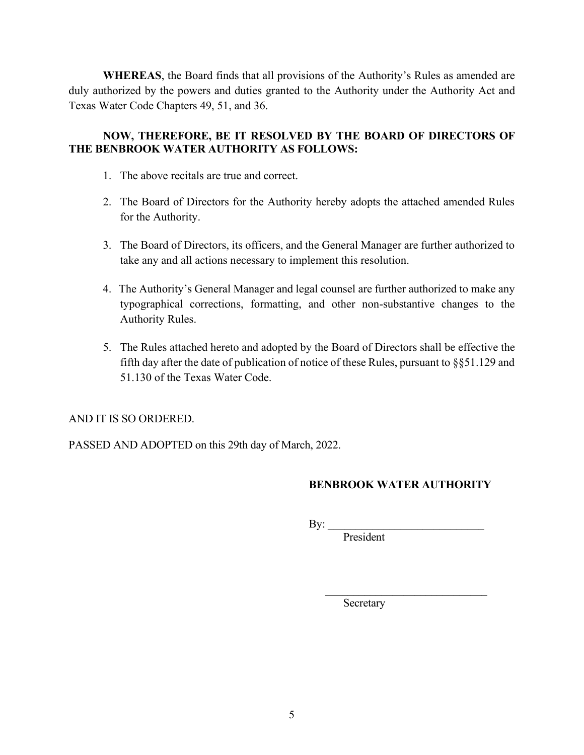**WHEREAS**, the Board finds that all provisions of the Authority's Rules as amended are duly authorized by the powers and duties granted to the Authority under the Authority Act and Texas Water Code Chapters 49, 51, and 36.

**NOW, THEREFORE, BE IT RESOLVED BY THE BOARD OF DIRECTORS OF THE BENBROOK WATER AUTHORITY AS FOLLOWS:**

1. The above recitals are true and correct.

2. The Board of Directors for the Authority hereby adopts the attached amended Rules for the Authority.

3. The Board of Directors, its officers, and the General Manager are further authorized to take any and all actions necessary to implement this resolution.

4. The Authority's General Manager and legal counsel are further authorized to make any typographical corrections, formatting, and other non-substantive changes to the Authority Rules.

5. The Rules attached hereto and adopted by the Board of Directors shall be effective the fifth day after the date of publication of notice of these Rules, pursuant to §§51.129 and 51.130 of the Texas Water Code.

AND IT IS SO ORDERED.

PASSED AND ADOPTED on this 29th day of March, 2022.

**BENBROOK WATER AUTHORITY**

By: ____________________________
President

____________________________
Secretary